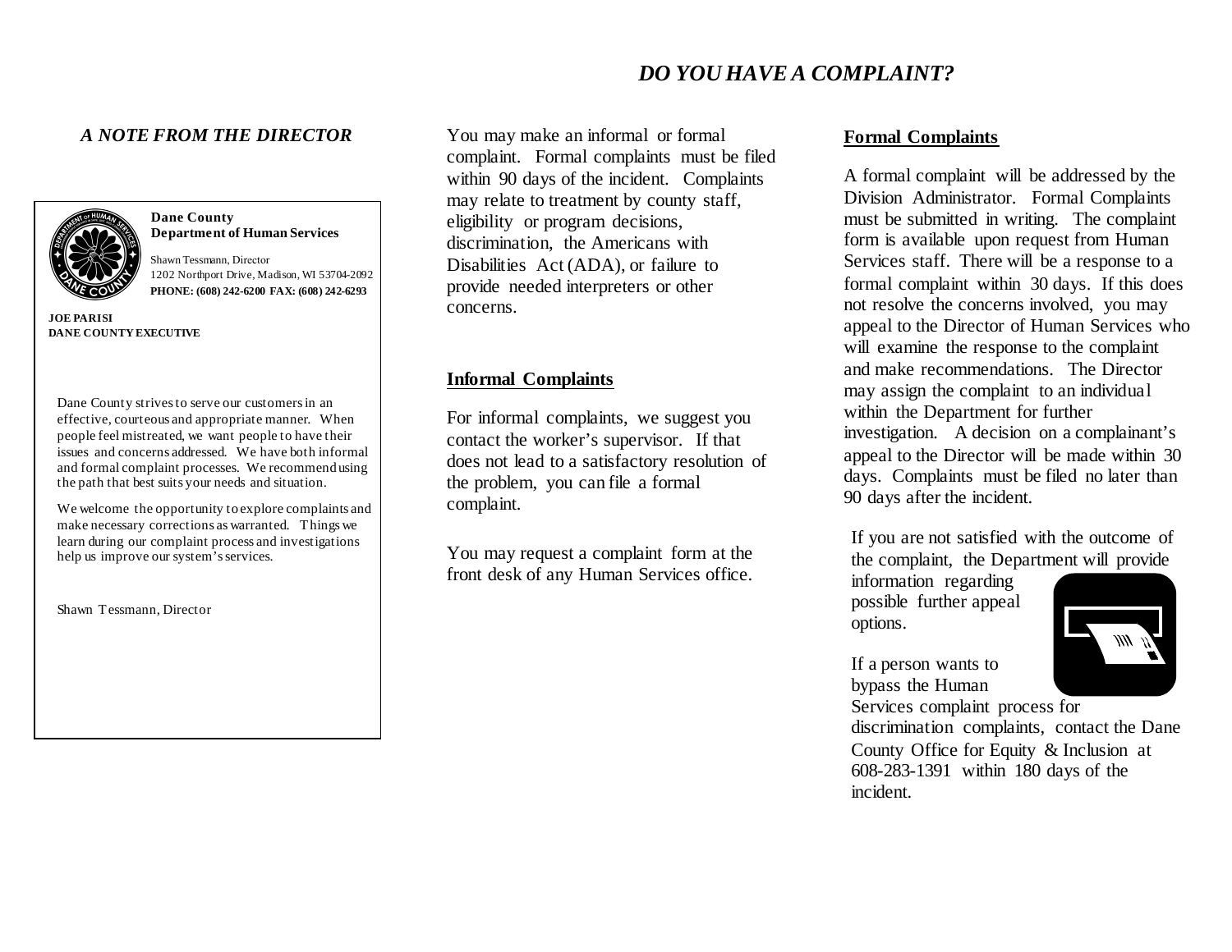# DO YOU HAVE A COMPLAINT?

## A NOTE FROM THE DIRECTOR

**Dane County**
**Department of Human Services**

Shawn Tessmann, Director
1202 Northport Drive, Madison, WI 53704-2092
**PHONE: (608) 242-6200 FAX: (608) 242-6293**

**JOE PARISI**
**DANE COUNTY EXECUTIVE**

Dane County strives to serve our customers in an effective, courteous and appropriate manner. When people feel mistreated, we want people to have their issues and concerns addressed. We have both informal and formal complaint processes. We recommend using the path that best suits your needs and situation.

We welcome the opportunity to explore complaints and make necessary corrections as warranted. Things we learn during our complaint process and investigations help us improve our system's services.

Shawn Tessmann, Director

You may make an informal or formal complaint. Formal complaints must be filed within 90 days of the incident. Complaints may relate to treatment by county staff, eligibility or program decisions, discrimination, the Americans with Disabilities Act (ADA), or failure to provide needed interpreters or other concerns.

### Informal Complaints

For informal complaints, we suggest you contact the worker's supervisor. If that does not lead to a satisfactory resolution of the problem, you can file a formal complaint.

You may request a complaint form at the front desk of any Human Services office.

### Formal Complaints

A formal complaint will be addressed by the Division Administrator. Formal Complaints must be submitted in writing. The complaint form is available upon request from Human Services staff. There will be a response to a formal complaint within 30 days. If this does not resolve the concerns involved, you may appeal to the Director of Human Services who will examine the response to the complaint and make recommendations. The Director may assign the complaint to an individual within the Department for further investigation. A decision on a complainant's appeal to the Director will be made within 30 days. Complaints must be filed no later than 90 days after the incident.

If you are not satisfied with the outcome of the complaint, the Department will provide information regarding possible further appeal options.

If a person wants to bypass the Human Services complaint process for discrimination complaints, contact the Dane County Office for Equity & Inclusion at 608-283-1391 within 180 days of the incident.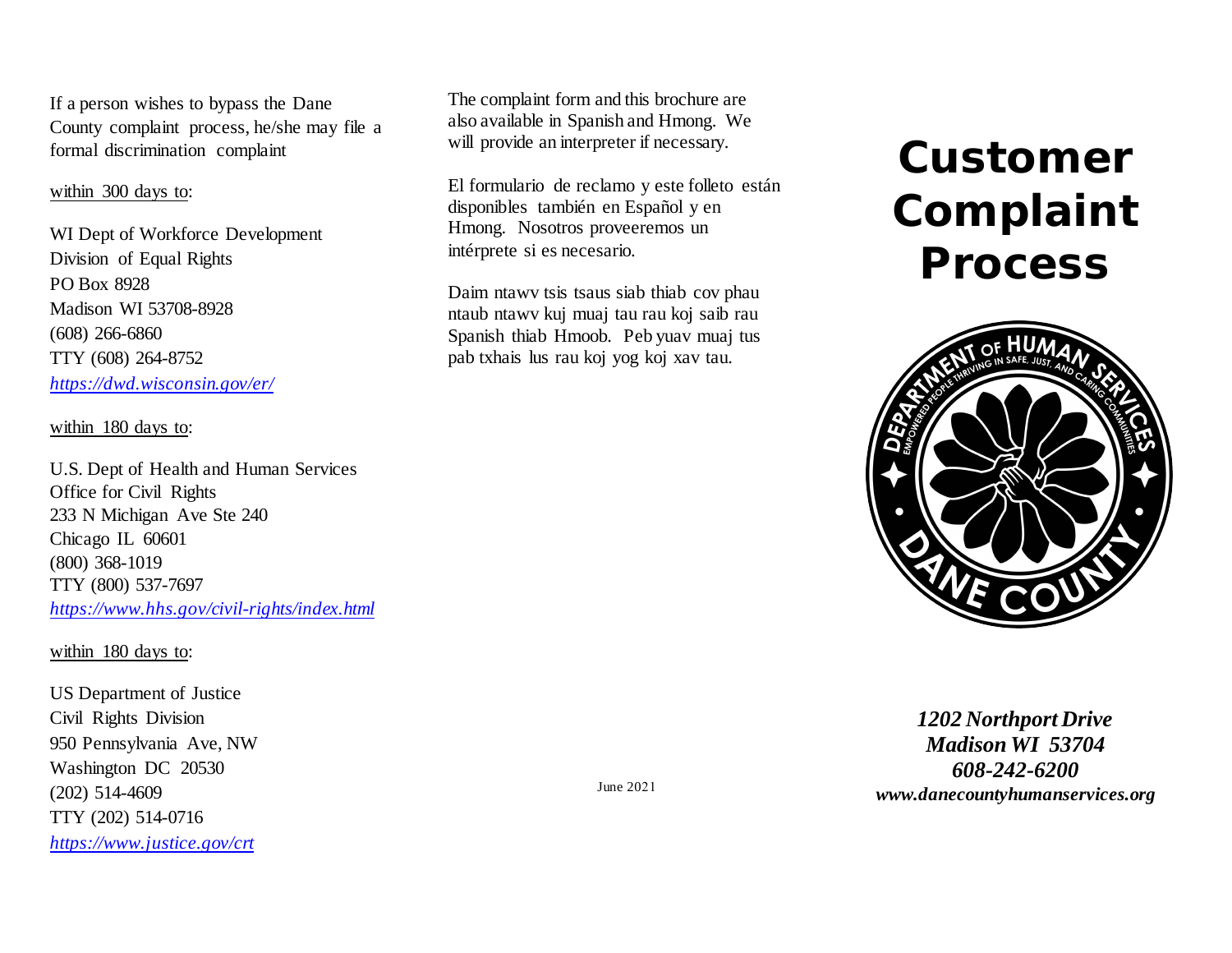If a person wishes to bypass the Dane County complaint process, he/she may file a formal discrimination complaint

within 300 days to:

WI Dept of Workforce Development
Division of Equal Rights
PO Box 8928
Madison WI 53708-8928
(608) 266-6860
TTY (608) 264-8752
*https://dwd.wisconsin.gov/er/*

within 180 days to:

U.S. Dept of Health and Human Services
Office for Civil Rights
233 N Michigan Ave Ste 240
Chicago IL 60601
(800) 368-1019
TTY (800) 537-7697
*https://www.hhs.gov/civil-rights/index.html*

within 180 days to:

US Department of Justice
Civil Rights Division
950 Pennsylvania Ave, NW
Washington DC 20530
(202) 514-4609
TTY (202) 514-0716
*https://www.justice.gov/crt*

The complaint form and this brochure are also available in Spanish and Hmong. We will provide an interpreter if necessary.

El formulario de reclamo y este folleto están disponibles también en Español y en Hmong. Nosotros proveeremos un intérprete si es necesario.

Daim ntawv tsis tsaus siab thiab cov phau ntaub ntawv kuj muaj tau rau koj saib rau Spanish thiab Hmoob. Peb yuav muaj tus pab txhais lus rau koj yog koj xav tau.

June 2021

# Customer Complaint Process

DEPARTMENT OF HUMAN SERVICES
EMPOWERED PEOPLE THRIVING IN SAFE, JUST, AND CARING COMMUNITIES
DANE COUNTY

***1202 Northport Drive***
***Madison WI 53704***
***608-242-6200***
***www.danecountyhumanservices.org***